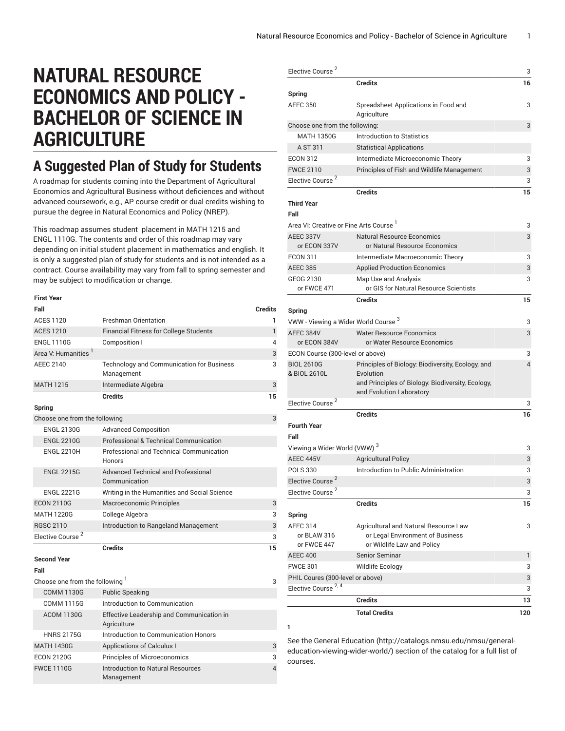# NATURAL RESOURCE ECONOMICS AND POLICY - BACHELOR OF SCIENCE IN AGRICULTURE

## A Suggested Plan of Study for Students

A roadmap for students coming into the Department of Agricultural Economics and Agricultural Business without deficiences and without advanced coursework, e.g., AP course credit or dual credits wishing to pursue the degree in Natural Economics and Policy (NREP).

This roadmap assumes student placement in MATH 1215 and ENGL 1110G. The contents and order of this roadmap may vary depending on initial student placement in mathematics and english. It is only a suggested plan of study for students and is not intended as a contract. Course availability may vary from fall to spring semester and may be subject to modification or change.

| First Year | | |
|---|---|---|
| **Fall** | | **Credits** |
| ACES 1120 | Freshman Orientation | 1 |
| ACES 1210 | Financial Fitness for College Students | 1 |
| ENGL 1110G | Composition I | 4 |
| Area V: Humanities [1] | | 3 |
| AEEC 2140 | Technology and Communication for Business Management | 3 |
| MATH 1215 | Intermediate Algebra | 3 |
| | **Credits** | **15** |
| **Spring** | | |
| Choose one from the following | | 3 |
| ENGL 2130G | Advanced Composition | |
| ENGL 2210G | Professional & Technical Communication | |
| ENGL 2210H | Professional and Technical Communication Honors | |
| ENGL 2215G | Advanced Technical and Professional Communication | |
| ENGL 2221G | Writing in the Humanities and Social Science | |
| ECON 2110G | Macroeconomic Principles | 3 |
| MATH 1220G | College Algebra | 3 |
| RGSC 2110 | Introduction to Rangeland Management | 3 |
| Elective Course [2] | | 3 |
| | **Credits** | **15** |
| **Second Year** | | |
| **Fall** | | |
| Choose one from the following [1] | | 3 |
| COMM 1130G | Public Speaking | |
| COMM 1115G | Introduction to Communication | |
| ACOM 1130G | Effective Leadership and Communication in Agriculture | |
| HNRS 2175G | Introduction to Communication Honors | |
| MATH 1430G | Applications of Calculus I | 3 |
| ECON 2120G | Principles of Microeconomics | 3 |
| FWCE 1110G | Introduction to Natural Resources Management | 4 |
| Elective Course [2] | | 3 |
| | **Credits** | **16** |
| **Spring** | | |
| AEEC 350 | Spreadsheet Applications in Food and Agriculture | 3 |
| Choose one from the following: | | 3 |
| MATH 1350G | Introduction to Statistics | |
| A ST 311 | Statistical Applications | |
| ECON 312 | Intermediate Microeconomic Theory | 3 |
| FWCE 2110 | Principles of Fish and Wildlife Management | 3 |
| Elective Course [2] | | 3 |
| | **Credits** | **15** |
| **Third Year** | | |
| **Fall** | | |
| Area VI: Creative or Fine Arts Course [1] | | 3 |
| AEEC 337V or ECON 337V | Natural Resource Economics or Natural Resource Economics | 3 |
| ECON 311 | Intermediate Macroeconomic Theory | 3 |
| AEEC 385 | Applied Production Economics | 3 |
| GEOG 2130 or FWCE 471 | Map Use and Analysis or GIS for Natural Resource Scientists | 3 |
| | **Credits** | **15** |
| **Spring** | | |
| VWW - Viewing a Wider World Course [3] | | 3 |
| AEEC 384V or ECON 384V | Water Resource Economics or Water Resource Economics | 3 |
| ECON Course (300-level or above) | | 3 |
| BIOL 2610G & BIOL 2610L | Principles of Biology: Biodiversity, Ecology, and Evolution and Principles of Biology: Biodiversity, Ecology, and Evolution Laboratory | 4 |
| Elective Course [2] | | 3 |
| | **Credits** | **16** |
| **Fourth Year** | | |
| **Fall** | | |
| Viewing a Wider World (VWW) [3] | | 3 |
| AEEC 445V | Agricultural Policy | 3 |
| POLS 330 | Introduction to Public Administration | 3 |
| Elective Course [2] | | 3 |
| Elective Course [2] | | 3 |
| | **Credits** | **15** |
| **Spring** | | |
| AEEC 314 or BLAW 316 or FWCE 447 | Agricultural and Natural Resource Law or Legal Environment of Business or Wildlife Law and Policy | 3 |
| AEEC 400 | Senior Seminar | 1 |
| FWCE 301 | Wildlife Ecology | 3 |
| PHIL Coures (300-level or above) | | 3 |
| Elective Course [2, 4] | | 3 |
| | **Credits** | **13** |
| | **Total Credits** | **120** |

**1**

See the General Education (http://catalogs.nmsu.edu/nmsu/general-education-viewing-wider-world/) section of the catalog for a full list of courses.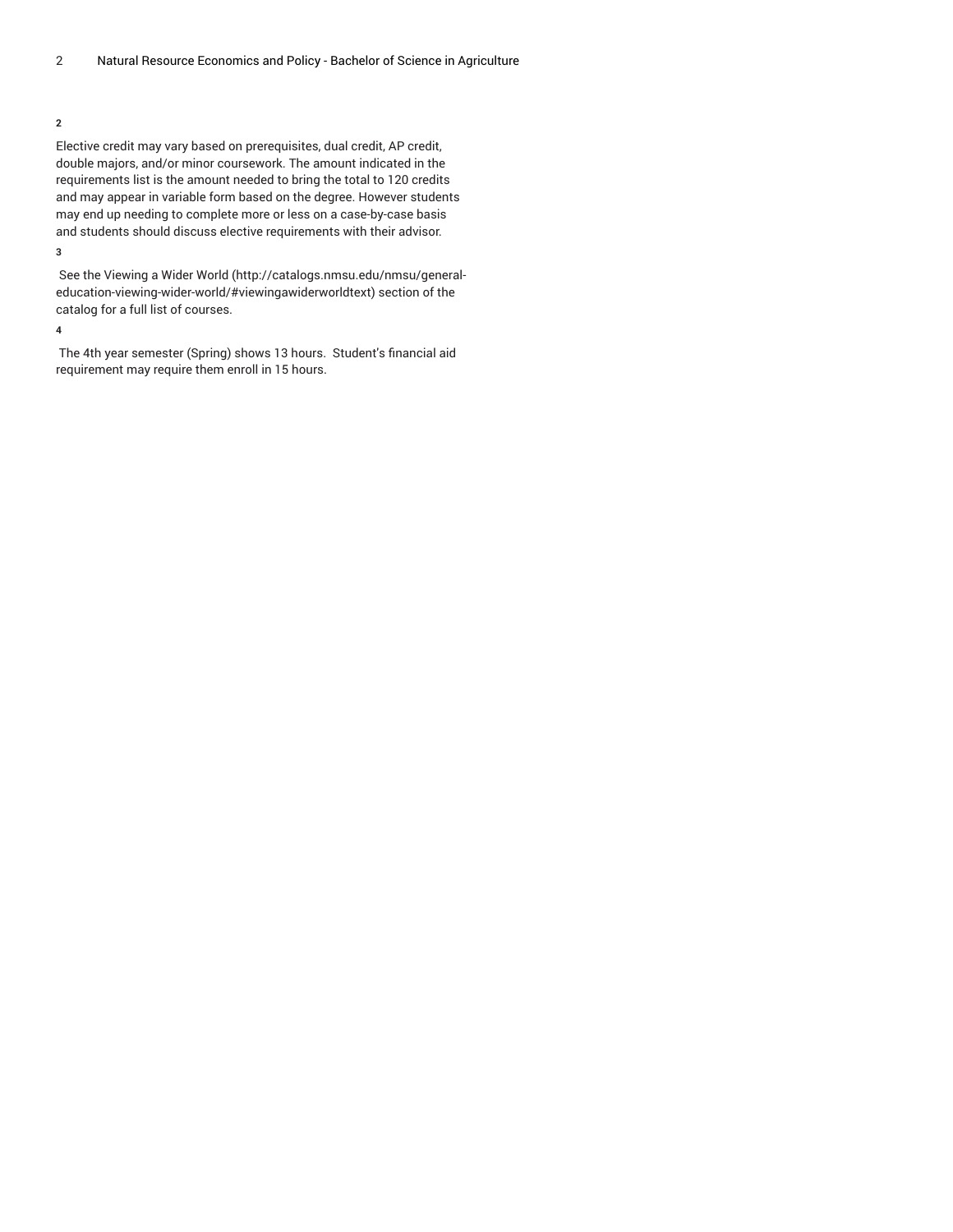2

Elective credit may vary based on prerequisites, dual credit, AP credit, double majors, and/or minor coursework. The amount indicated in the requirements list is the amount needed to bring the total to 120 credits and may appear in variable form based on the degree. However students may end up needing to complete more or less on a case-by-case basis and students should discuss elective requirements with their advisor.

3

See the Viewing a Wider World (http://catalogs.nmsu.edu/nmsu/general-education-viewing-wider-world/#viewingawiderworldtext) section of the catalog for a full list of courses.

4

The 4th year semester (Spring) shows 13 hours. Student's financial aid requirement may require them enroll in 15 hours.